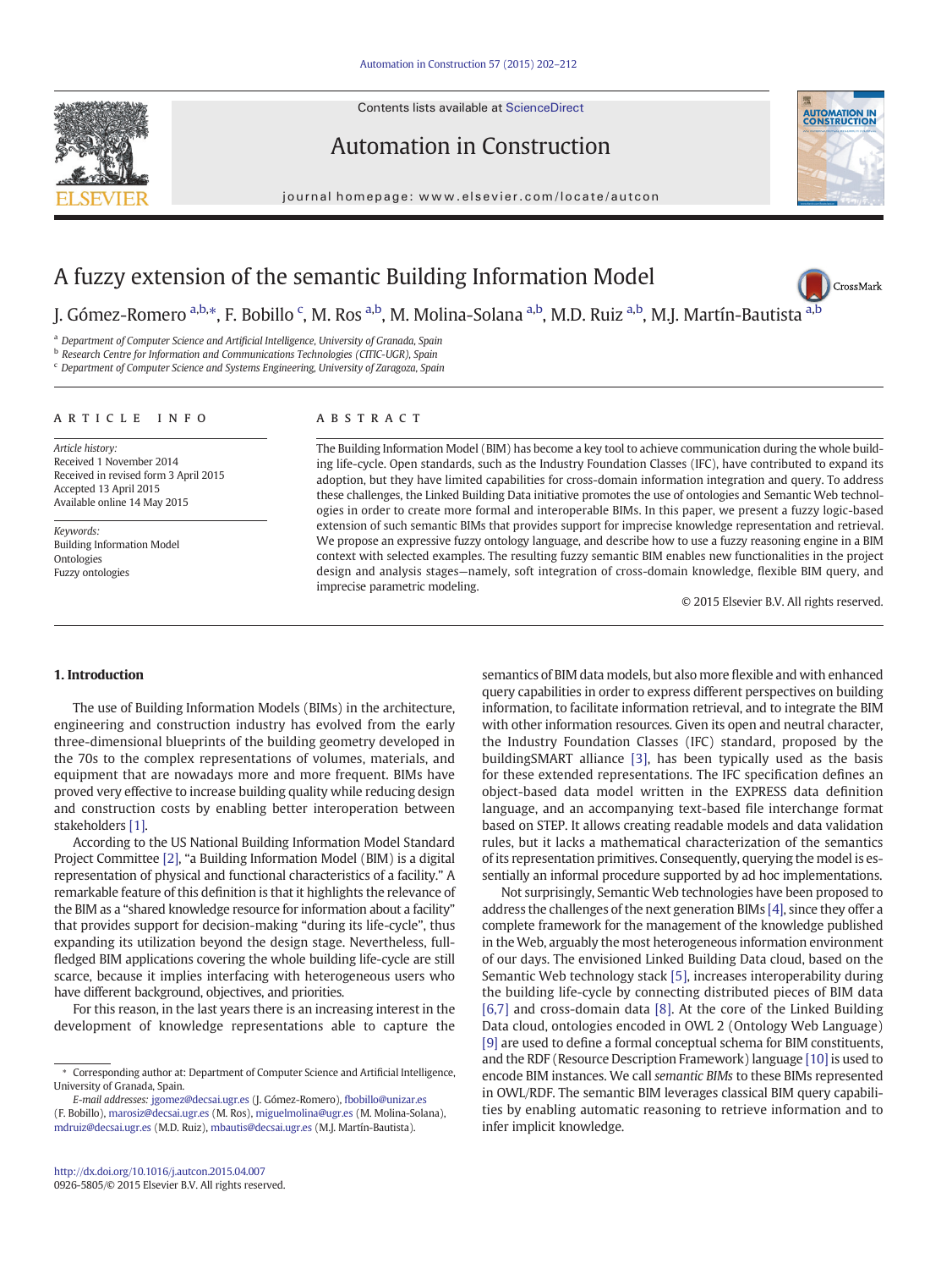Contents lists available at ScienceDirect

Automation in Construction

journal homepage: www.elsevier.com/locate/autcon

# A fuzzy extension of the semantic Building Information Model

J. Gómez-Romero [a,b,*], F. Bobillo [c], M. Ros [a,b], M. Molina-Solana [a,b], M.D. Ruiz [a,b], M.J. Martín-Bautista [a,b]

[a] Department of Computer Science and Artificial Intelligence, University of Granada, Spain
[b] Research Centre for Information and Communications Technologies (CITIC-UGR), Spain
[c] Department of Computer Science and Systems Engineering, University of Zaragoza, Spain

**ARTICLE INFO**

*Article history:*
Received 1 November 2014
Received in revised form 3 April 2015
Accepted 13 April 2015
Available online 14 May 2015

*Keywords:*
Building Information Model
Ontologies
Fuzzy ontologies

**ABSTRACT**

The Building Information Model (BIM) has become a key tool to achieve communication during the whole building life-cycle. Open standards, such as the Industry Foundation Classes (IFC), have contributed to expand its adoption, but they have limited capabilities for cross-domain information integration and query. To address these challenges, the Linked Building Data initiative promotes the use of ontologies and Semantic Web technologies in order to create more formal and interoperable BIMs. In this paper, we present a fuzzy logic-based extension of such semantic BIMs that provides support for imprecise knowledge representation and retrieval. We propose an expressive fuzzy ontology language, and describe how to use a fuzzy reasoning engine in a BIM context with selected examples. The resulting fuzzy semantic BIM enables new functionalities in the project design and analysis stages—namely, soft integration of cross-domain knowledge, flexible BIM query, and imprecise parametric modeling.

© 2015 Elsevier B.V. All rights reserved.

## 1. Introduction

The use of Building Information Models (BIMs) in the architecture, engineering and construction industry has evolved from the early three-dimensional blueprints of the building geometry developed in the 70s to the complex representations of volumes, materials, and equipment that are nowadays more and more frequent. BIMs have proved very effective to increase building quality while reducing design and construction costs by enabling better interoperation between stakeholders [1].

According to the US National Building Information Model Standard Project Committee [2], “a Building Information Model (BIM) is a digital representation of physical and functional characteristics of a facility.” A remarkable feature of this definition is that it highlights the relevance of the BIM as a “shared knowledge resource for information about a facility” that provides support for decision-making “during its life-cycle”, thus expanding its utilization beyond the design stage. Nevertheless, full-fledged BIM applications covering the whole building life-cycle are still scarce, because it implies interfacing with heterogeneous users who have different background, objectives, and priorities.

For this reason, in the last years there is an increasing interest in the development of knowledge representations able to capture the semantics of BIM data models, but also more flexible and with enhanced query capabilities in order to express different perspectives on building information, to facilitate information retrieval, and to integrate the BIM with other information resources. Given its open and neutral character, the Industry Foundation Classes (IFC) standard, proposed by the buildingSMART alliance [3], has been typically used as the basis for these extended representations. The IFC specification defines an object-based data model written in the EXPRESS data definition language, and an accompanying text-based file interchange format based on STEP. It allows creating readable models and data validation rules, but it lacks a mathematical characterization of the semantics of its representation primitives. Consequently, querying the model is essentially an informal procedure supported by ad hoc implementations.

Not surprisingly, Semantic Web technologies have been proposed to address the challenges of the next generation BIMs [4], since they offer a complete framework for the management of the knowledge published in the Web, arguably the most heterogeneous information environment of our days. The envisioned Linked Building Data cloud, based on the Semantic Web technology stack [5], increases interoperability during the building life-cycle by connecting distributed pieces of BIM data [6,7] and cross-domain data [8]. At the core of the Linked Building Data cloud, ontologies encoded in OWL 2 (Ontology Web Language) [9] are used to define a formal conceptual schema for BIM constituents, and the RDF (Resource Description Framework) language [10] is used to encode BIM instances. We call *semantic BIMs* to these BIMs represented in OWL/RDF. The semantic BIM leverages classical BIM query capabilities by enabling automatic reasoning to retrieve information and to infer implicit knowledge.

* Corresponding author at: Department of Computer Science and Artificial Intelligence, University of Granada, Spain.
*E-mail addresses:* jgomez@decsai.ugr.es (J. Gómez-Romero), fbobillo@unizar.es (F. Bobillo), marosiz@decsai.ugr.es (M. Ros), miguelmolina@ugr.es (M. Molina-Solana), mdruiz@decsai.ugr.es (M.D. Ruiz), mbautis@decsai.ugr.es (M.J. Martín-Bautista).

http://dx.doi.org/10.1016/j.autcon.2015.04.007
0926-5805/© 2015 Elsevier B.V. All rights reserved.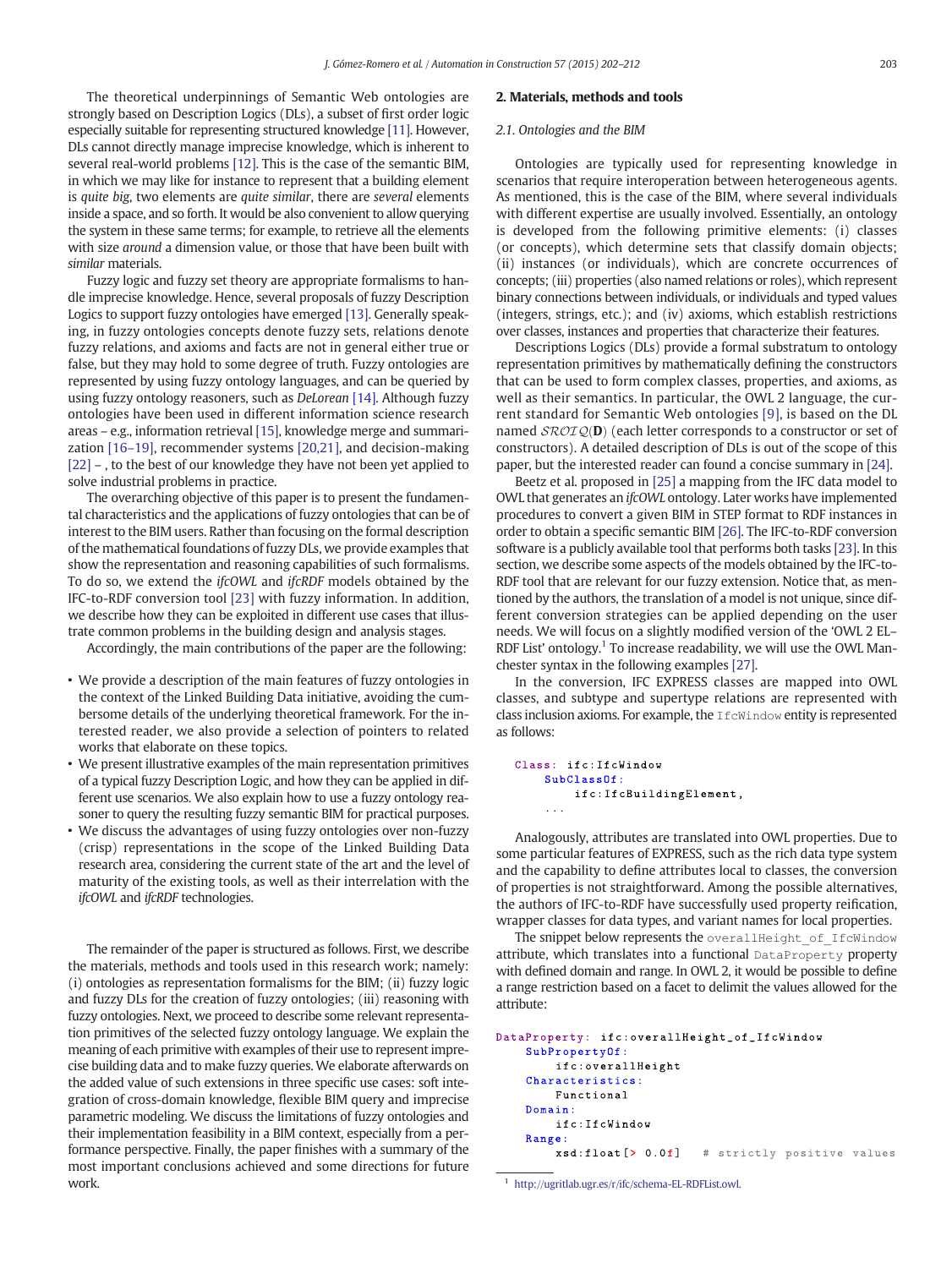The theoretical underpinnings of Semantic Web ontologies are strongly based on Description Logics (DLs), a subset of first order logic especially suitable for representing structured knowledge [11]. However, DLs cannot directly manage imprecise knowledge, which is inherent to several real-world problems [12]. This is the case of the semantic BIM, in which we may like for instance to represent that a building element is *quite big*, two elements are *quite similar*, there are *several* elements inside a space, and so forth. It would be also convenient to allow querying the system in these same terms; for example, to retrieve all the elements with size *around* a dimension value, or those that have been built with *similar* materials.

Fuzzy logic and fuzzy set theory are appropriate formalisms to handle imprecise knowledge. Hence, several proposals of fuzzy Description Logics to support fuzzy ontologies have emerged [13]. Generally speaking, in fuzzy ontologies concepts denote fuzzy sets, relations denote fuzzy relations, and axioms and facts are not in general either true or false, but they may hold to some degree of truth. Fuzzy ontologies are represented by using fuzzy ontology languages, and can be queried by using fuzzy ontology reasoners, such as *DeLorean* [14]. Although fuzzy ontologies have been used in different information science research areas – e.g., information retrieval [15], knowledge merge and summarization [16–19], recommender systems [20,21], and decision-making [22] – , to the best of our knowledge they have not been yet applied to solve industrial problems in practice.

The overarching objective of this paper is to present the fundamental characteristics and the applications of fuzzy ontologies that can be of interest to the BIM users. Rather than focusing on the formal description of the mathematical foundations of fuzzy DLs, we provide examples that show the representation and reasoning capabilities of such formalisms. To do so, we extend the *ifcOWL* and *ifcRDF* models obtained by the IFC-to-RDF conversion tool [23] with fuzzy information. In addition, we describe how they can be exploited in different use cases that illustrate common problems in the building design and analysis stages.

Accordingly, the main contributions of the paper are the following:

- We provide a description of the main features of fuzzy ontologies in the context of the Linked Building Data initiative, avoiding the cumbersome details of the underlying theoretical framework. For the interested reader, we also provide a selection of pointers to related works that elaborate on these topics.
- We present illustrative examples of the main representation primitives of a typical fuzzy Description Logic, and how they can be applied in different use scenarios. We also explain how to use a fuzzy ontology reasoner to query the resulting fuzzy semantic BIM for practical purposes.
- We discuss the advantages of using fuzzy ontologies over non-fuzzy (crisp) representations in the scope of the Linked Building Data research area, considering the current state of the art and the level of maturity of the existing tools, as well as their interrelation with the *ifcOWL* and *ifcRDF* technologies.

The remainder of the paper is structured as follows. First, we describe the materials, methods and tools used in this research work; namely: (i) ontologies as representation formalisms for the BIM; (ii) fuzzy logic and fuzzy DLs for the creation of fuzzy ontologies; (iii) reasoning with fuzzy ontologies. Next, we proceed to describe some relevant representation primitives of the selected fuzzy ontology language. We explain the meaning of each primitive with examples of their use to represent imprecise building data and to make fuzzy queries. We elaborate afterwards on the added value of such extensions in three specific use cases: soft integration of cross-domain knowledge, flexible BIM query and imprecise parametric modeling. We discuss the limitations of fuzzy ontologies and their implementation feasibility in a BIM context, especially from a performance perspective. Finally, the paper finishes with a summary of the most important conclusions achieved and some directions for future work.

## 2. Materials, methods and tools

### 2.1. Ontologies and the BIM

Ontologies are typically used for representing knowledge in scenarios that require interoperation between heterogeneous agents. As mentioned, this is the case of the BIM, where several individuals with different expertise are usually involved. Essentially, an ontology is developed from the following primitive elements: (i) classes (or concepts), which determine sets that classify domain objects; (ii) instances (or individuals), which are concrete occurrences of concepts; (iii) properties (also named relations or roles), which represent binary connections between individuals, or individuals and typed values (integers, strings, etc.); and (iv) axioms, which establish restrictions over classes, instances and properties that characterize their features.

Descriptions Logics (DLs) provide a formal substratum to ontology representation primitives by mathematically defining the constructors that can be used to form complex classes, properties, and axioms, as well as their semantics. In particular, the OWL 2 language, the current standard for Semantic Web ontologies [9], is based on the DL named $\mathcal{SROIQ}(\mathbf{D})$ (each letter corresponds to a constructor or set of constructors). A detailed description of DLs is out of the scope of this paper, but the interested reader can found a concise summary in [24].

Beetz et al. proposed in [25] a mapping from the IFC data model to OWL that generates an *ifcOWL* ontology. Later works have implemented procedures to convert a given BIM in STEP format to RDF instances in order to obtain a specific semantic BIM [26]. The IFC-to-RDF conversion software is a publicly available tool that performs both tasks [23]. In this section, we describe some aspects of the models obtained by the IFC-to-RDF tool that are relevant for our fuzzy extension. Notice that, as mentioned by the authors, the translation of a model is not unique, since different conversion strategies can be applied depending on the user needs. We will focus on a slightly modified version of the 'OWL 2 EL–RDF List' ontology.[1] To increase readability, we will use the OWL Manchester syntax in the following examples [27].

In the conversion, IFC EXPRESS classes are mapped into OWL classes, and subtype and supertype relations are represented with class inclusion axioms. For example, the `IfcWindow` entity is represented as follows:

```
Class: ifc:IfcWindow
    SubClassOf:
        ifc:IfcBuildingElement,
    ...
```

Analogously, attributes are translated into OWL properties. Due to some particular features of EXPRESS, such as the rich data type system and the capability to define attributes local to classes, the conversion of properties is not straightforward. Among the possible alternatives, the authors of IFC-to-RDF have successfully used property reification, wrapper classes for data types, and variant names for local properties.

The snippet below represents the `overallHeight_of_IfcWindow` attribute, which translates into a functional `DataProperty` property with defined domain and range. In OWL 2, it would be possible to define a range restriction based on a facet to delimit the values allowed for the attribute:

```
DataProperty: ifc:overallHeight_of_IfcWindow
    SubPropertyOf:
        ifc:overallHeight
    Characteristics:
        Functional
    Domain:
        ifc:IfcWindow
    Range:
        xsd:float[> 0.0f]   # strictly positive values
```

[1] http://ugritlab.ugr.es/r/ifc/schema-EL-RDFList.owl.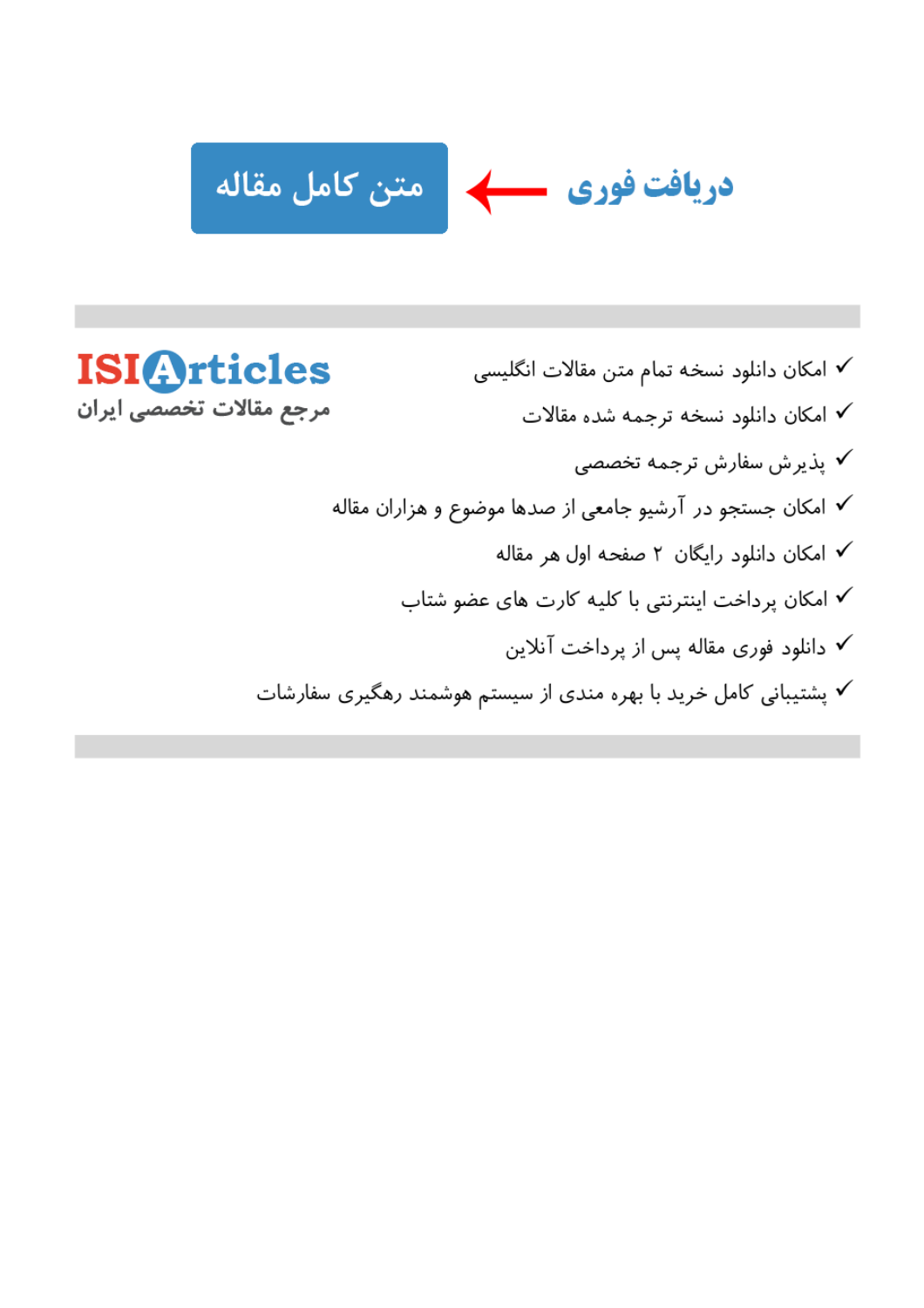دریافت فوری ← **متن کامل مقاله**

**ISIArticles**
مرجع مقالات تخصصی ایران

- ✓ امکان دانلود نسخه تمام متن مقالات انگلیسی
- ✓ امکان دانلود نسخه ترجمه شده مقالات
- ✓ پذیرش سفارش ترجمه تخصصی
- ✓ امکان جستجو در آرشیو جامعی از صدها موضوع و هزاران مقاله
- ✓ امکان دانلود رایگان ۲ صفحه اول هر مقاله
- ✓ امکان پرداخت اینترنتی با کلیه کارت های عضو شتاب
- ✓ دانلود فوری مقاله پس از پرداخت آنلاین
- ✓ پشتیبانی کامل خرید با بهره مندی از سیستم هوشمند رهگیری سفارشات